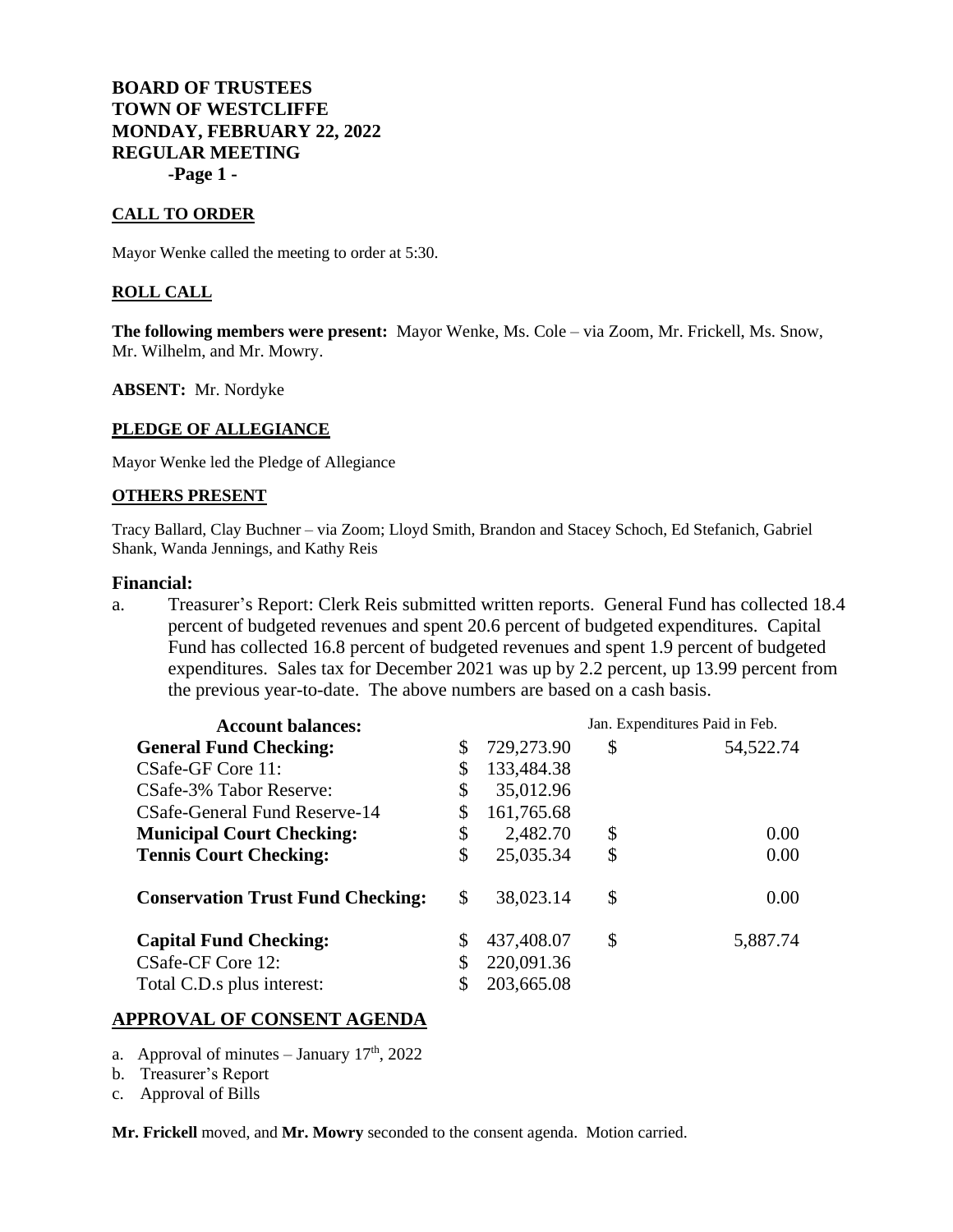# BOARD OF TRUSTEES
# TOWN OF WESTCLIFFE
# MONDAY, FEBRUARY 22, 2022
# REGULAR MEETING
**-Page 1 -**

## CALL TO ORDER

Mayor Wenke called the meeting to order at 5:30.

## ROLL CALL

**The following members were present:** Mayor Wenke, Ms. Cole – via Zoom, Mr. Frickell, Ms. Snow, Mr. Wilhelm, and Mr. Mowry.

**ABSENT:** Mr. Nordyke

## PLEDGE OF ALLEGIANCE

Mayor Wenke led the Pledge of Allegiance

## OTHERS PRESENT

Tracy Ballard, Clay Buchner – via Zoom; Lloyd Smith, Brandon and Stacey Schoch, Ed Stefanich, Gabriel Shank, Wanda Jennings, and Kathy Reis

### Financial:

a. Treasurer's Report: Clerk Reis submitted written reports. General Fund has collected 18.4 percent of budgeted revenues and spent 20.6 percent of budgeted expenditures. Capital Fund has collected 16.8 percent of budgeted revenues and spent 1.9 percent of budgeted expenditures. Sales tax for December 2021 was up by 2.2 percent, up 13.99 percent from the previous year-to-date. The above numbers are based on a cash basis.

| Account balances: | | Jan. Expenditures Paid in Feb. |
|---|---|---|
| **General Fund Checking:** | $ 729,273.90 | $ 54,522.74 |
| CSafe-GF Core 11: | $ 133,484.38 | |
| CSafe-3% Tabor Reserve: | $ 35,012.96 | |
| CSafe-General Fund Reserve-14 | $ 161,765.68 | |
| **Municipal Court Checking:** | $ 2,482.70 | $ 0.00 |
| **Tennis Court Checking:** | $ 25,035.34 | $ 0.00 |
| **Conservation Trust Fund Checking:** | $ 38,023.14 | $ 0.00 |
| **Capital Fund Checking:** | $ 437,408.07 | $ 5,887.74 |
| CSafe-CF Core 12: | $ 220,091.36 | |
| Total C.D.s plus interest: | $ 203,665.08 | |

## APPROVAL OF CONSENT AGENDA

a. Approval of minutes – January 17th, 2022
b. Treasurer's Report
c. Approval of Bills

**Mr. Frickell** moved, and **Mr. Mowry** seconded to the consent agenda. Motion carried.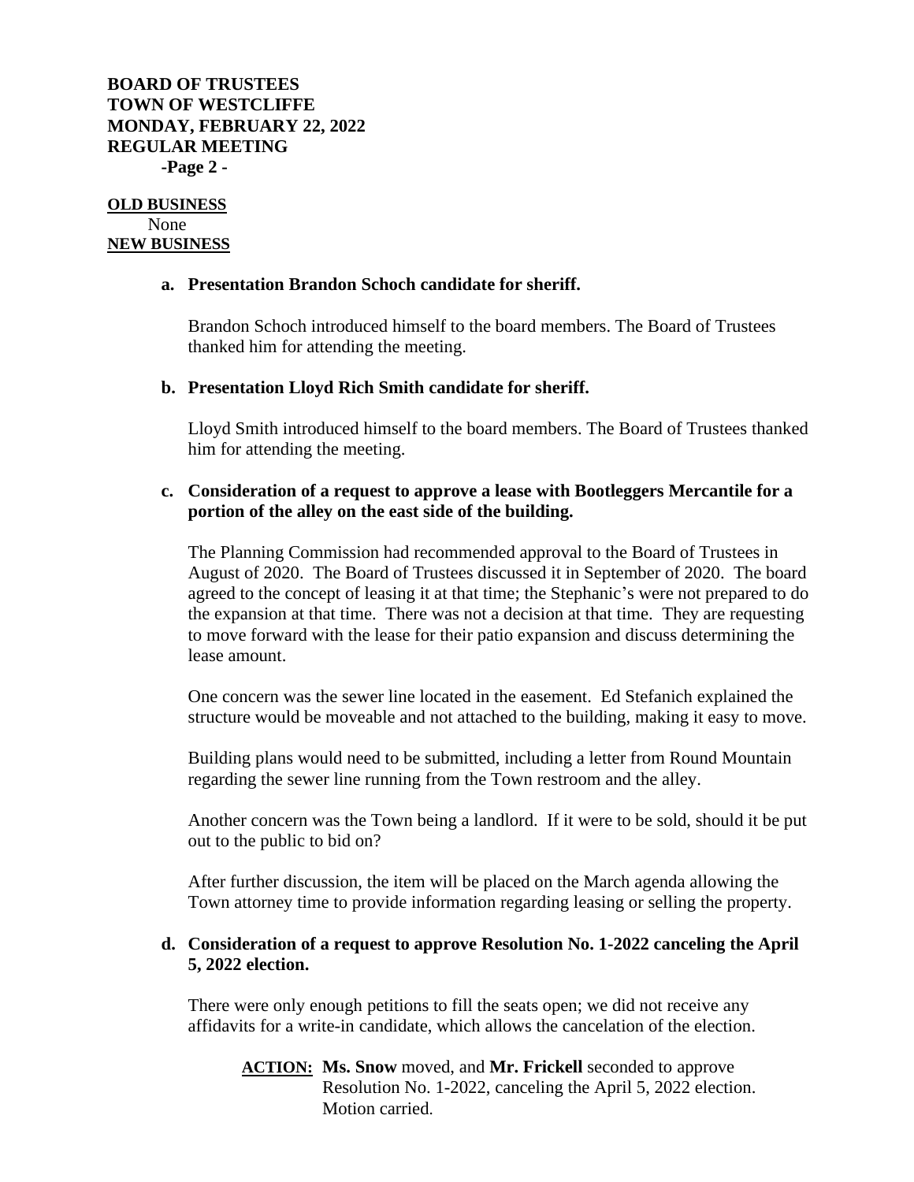**BOARD OF TRUSTEES**
**TOWN OF WESTCLIFFE**
**MONDAY, FEBRUARY 22, 2022**
**REGULAR MEETING**
**-Page 2 -**

**OLD BUSINESS**

None

**NEW BUSINESS**

**a. Presentation Brandon Schoch candidate for sheriff.**

Brandon Schoch introduced himself to the board members. The Board of Trustees thanked him for attending the meeting.

**b. Presentation Lloyd Rich Smith candidate for sheriff.**

Lloyd Smith introduced himself to the board members. The Board of Trustees thanked him for attending the meeting.

**c. Consideration of a request to approve a lease with Bootleggers Mercantile for a portion of the alley on the east side of the building.**

The Planning Commission had recommended approval to the Board of Trustees in August of 2020. The Board of Trustees discussed it in September of 2020. The board agreed to the concept of leasing it at that time; the Stephanic's were not prepared to do the expansion at that time. There was not a decision at that time. They are requesting to move forward with the lease for their patio expansion and discuss determining the lease amount.

One concern was the sewer line located in the easement. Ed Stefanich explained the structure would be moveable and not attached to the building, making it easy to move.

Building plans would need to be submitted, including a letter from Round Mountain regarding the sewer line running from the Town restroom and the alley.

Another concern was the Town being a landlord. If it were to be sold, should it be put out to the public to bid on?

After further discussion, the item will be placed on the March agenda allowing the Town attorney time to provide information regarding leasing or selling the property.

**d. Consideration of a request to approve Resolution No. 1-2022 canceling the April 5, 2022 election.**

There were only enough petitions to fill the seats open; we did not receive any affidavits for a write-in candidate, which allows the cancelation of the election.

**ACTION:** **Ms. Snow** moved, and **Mr. Frickell** seconded to approve Resolution No. 1-2022, canceling the April 5, 2022 election. Motion carried.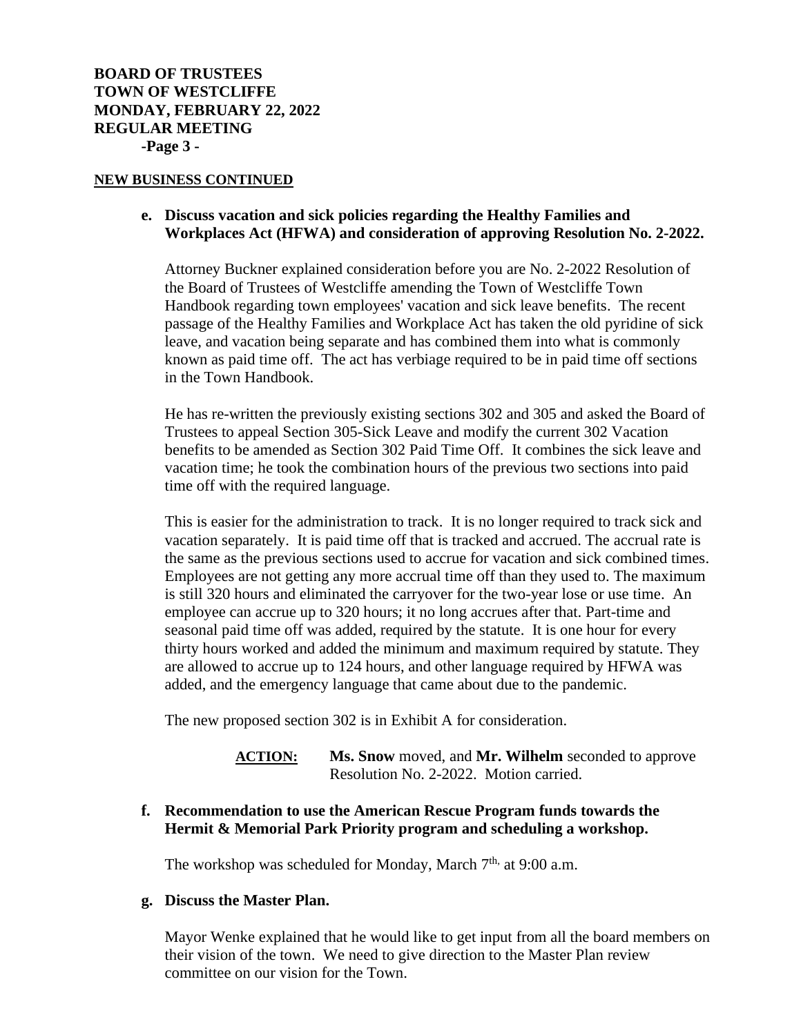**BOARD OF TRUSTEES**
**TOWN OF WESTCLIFFE**
**MONDAY, FEBRUARY 22, 2022**
**REGULAR MEETING**

## NEW BUSINESS CONTINUED

**e. Discuss vacation and sick policies regarding the Healthy Families and Workplaces Act (HFWA) and consideration of approving Resolution No. 2-2022.**

Attorney Buckner explained consideration before you are No. 2-2022 Resolution of the Board of Trustees of Westcliffe amending the Town of Westcliffe Town Handbook regarding town employees' vacation and sick leave benefits. The recent passage of the Healthy Families and Workplace Act has taken the old pyridine of sick leave, and vacation being separate and has combined them into what is commonly known as paid time off. The act has verbiage required to be in paid time off sections in the Town Handbook.

He has re-written the previously existing sections 302 and 305 and asked the Board of Trustees to appeal Section 305-Sick Leave and modify the current 302 Vacation benefits to be amended as Section 302 Paid Time Off. It combines the sick leave and vacation time; he took the combination hours of the previous two sections into paid time off with the required language.

This is easier for the administration to track. It is no longer required to track sick and vacation separately. It is paid time off that is tracked and accrued. The accrual rate is the same as the previous sections used to accrue for vacation and sick combined times. Employees are not getting any more accrual time off than they used to. The maximum is still 320 hours and eliminated the carryover for the two-year lose or use time. An employee can accrue up to 320 hours; it no long accrues after that. Part-time and seasonal paid time off was added, required by the statute. It is one hour for every thirty hours worked and added the minimum and maximum required by statute. They are allowed to accrue up to 124 hours, and other language required by HFWA was added, and the emergency language that came about due to the pandemic.

The new proposed section 302 is in Exhibit A for consideration.

> **ACTION:** **Ms. Snow** moved, and **Mr. Wilhelm** seconded to approve Resolution No. 2-2022. Motion carried.

**f. Recommendation to use the American Rescue Program funds towards the Hermit & Memorial Park Priority program and scheduling a workshop.**

The workshop was scheduled for Monday, March 7th, at 9:00 a.m.

**g. Discuss the Master Plan.**

Mayor Wenke explained that he would like to get input from all the board members on their vision of the town. We need to give direction to the Master Plan review committee on our vision for the Town.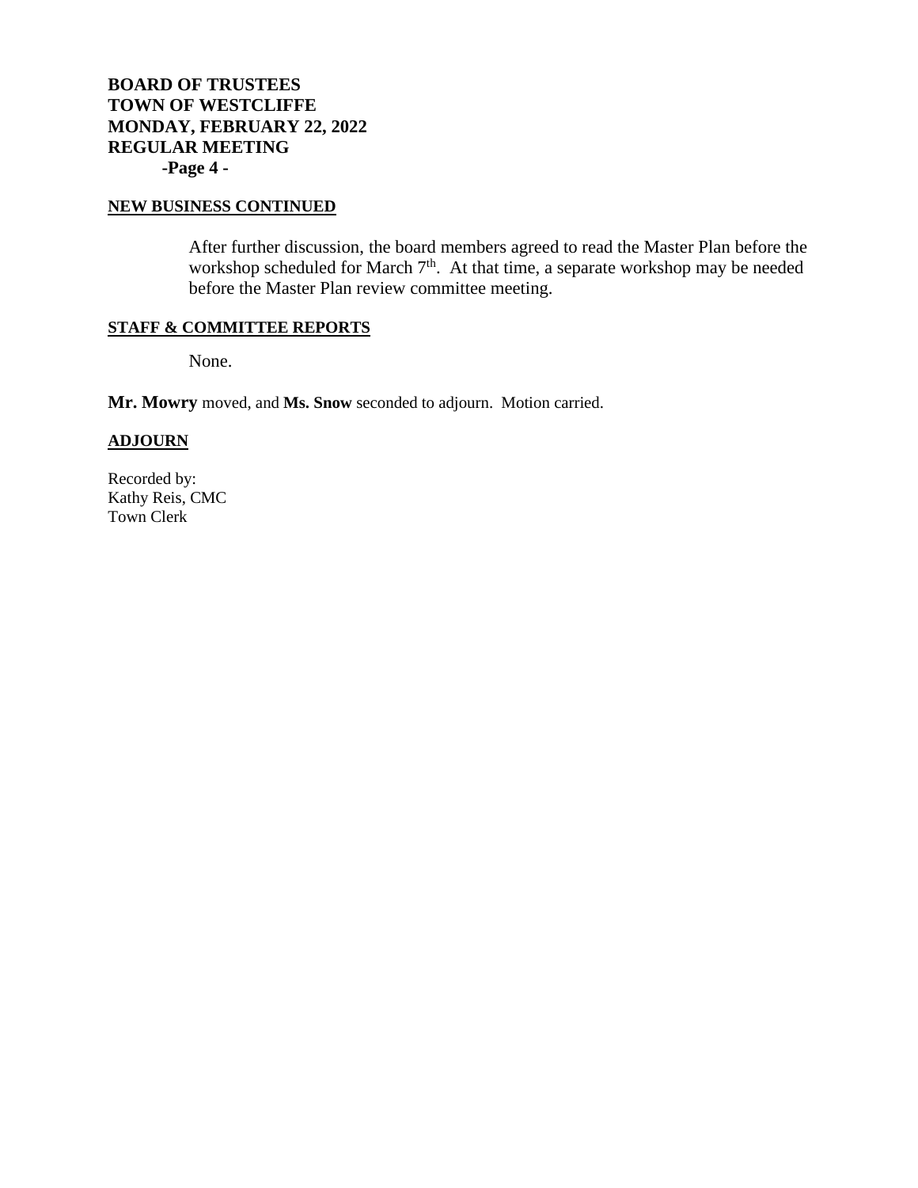**BOARD OF TRUSTEES**
**TOWN OF WESTCLIFFE**
**MONDAY, FEBRUARY 22, 2022**
**REGULAR MEETING**
**-Page 4 -**

**NEW BUSINESS CONTINUED**

After further discussion, the board members agreed to read the Master Plan before the workshop scheduled for March 7th. At that time, a separate workshop may be needed before the Master Plan review committee meeting.

**STAFF & COMMITTEE REPORTS**

None.

**Mr. Mowry** moved, and **Ms. Snow** seconded to adjourn. Motion carried.

**ADJOURN**

Recorded by:
Kathy Reis, CMC
Town Clerk